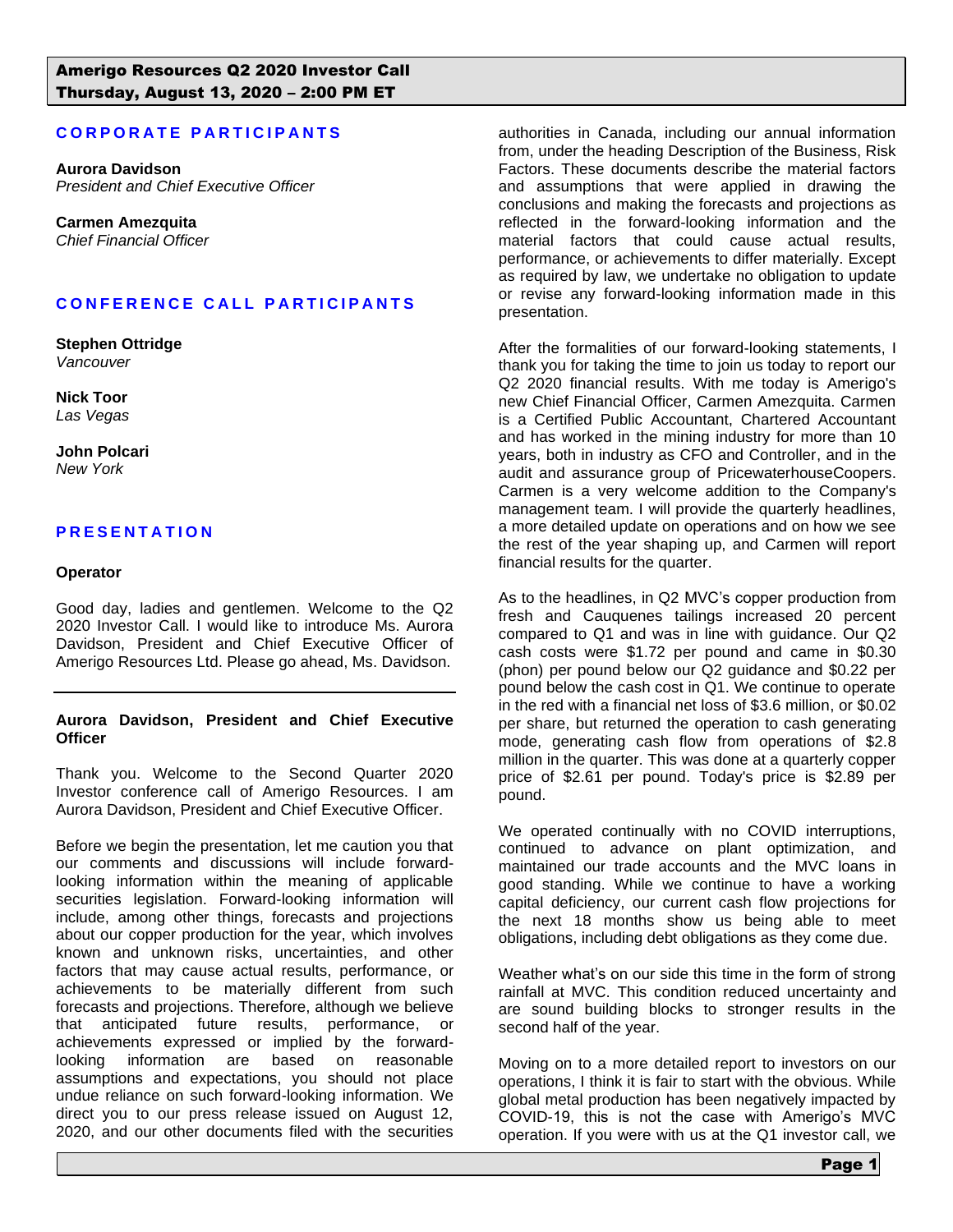**Amerigo Resources Q2 2020 Investor Call**
**Thursday, August 13, 2020 – 2:00 PM ET**

## CORPORATE PARTICIPANTS

**Aurora Davidson**
*President and Chief Executive Officer*

**Carmen Amezquita**
*Chief Financial Officer*

## CONFERENCE CALL PARTICIPANTS

**Stephen Ottridge**
*Vancouver*

**Nick Toor**
*Las Vegas*

**John Polcari**
*New York*

## PRESENTATION

**Operator**

Good day, ladies and gentlemen. Welcome to the Q2 2020 Investor Call. I would like to introduce Ms. Aurora Davidson, President and Chief Executive Officer of Amerigo Resources Ltd. Please go ahead, Ms. Davidson.

---

**Aurora Davidson, President and Chief Executive Officer**

Thank you. Welcome to the Second Quarter 2020 Investor conference call of Amerigo Resources. I am Aurora Davidson, President and Chief Executive Officer.

Before we begin the presentation, let me caution you that our comments and discussions will include forward-looking information within the meaning of applicable securities legislation. Forward-looking information will include, among other things, forecasts and projections about our copper production for the year, which involves known and unknown risks, uncertainties, and other factors that may cause actual results, performance, or achievements to be materially different from such forecasts and projections. Therefore, although we believe that anticipated future results, performance, or achievements expressed or implied by the forward-looking information are based on reasonable assumptions and expectations, you should not place undue reliance on such forward-looking information. We direct you to our press release issued on August 12, 2020, and our other documents filed with the securities authorities in Canada, including our annual information from, under the heading Description of the Business, Risk Factors. These documents describe the material factors and assumptions that were applied in drawing the conclusions and making the forecasts and projections as reflected in the forward-looking information and the material factors that could cause actual results, performance, or achievements to differ materially. Except as required by law, we undertake no obligation to update or revise any forward-looking information made in this presentation.

After the formalities of our forward-looking statements, I thank you for taking the time to join us today to report our Q2 2020 financial results. With me today is Amerigo's new Chief Financial Officer, Carmen Amezquita. Carmen is a Certified Public Accountant, Chartered Accountant and has worked in the mining industry for more than 10 years, both in industry as CFO and Controller, and in the audit and assurance group of PricewaterhouseCoopers. Carmen is a very welcome addition to the Company's management team. I will provide the quarterly headlines, a more detailed update on operations and on how we see the rest of the year shaping up, and Carmen will report financial results for the quarter.

As to the headlines, in Q2 MVC's copper production from fresh and Cauquenes tailings increased 20 percent compared to Q1 and was in line with guidance. Our Q2 cash costs were $1.72 per pound and came in $0.30 (phon) per pound below our Q2 guidance and $0.22 per pound below the cash cost in Q1. We continue to operate in the red with a financial net loss of $3.6 million, or $0.02 per share, but returned the operation to cash generating mode, generating cash flow from operations of $2.8 million in the quarter. This was done at a quarterly copper price of $2.61 per pound. Today's price is $2.89 per pound.

We operated continually with no COVID interruptions, continued to advance on plant optimization, and maintained our trade accounts and the MVC loans in good standing. While we continue to have a working capital deficiency, our current cash flow projections for the next 18 months show us being able to meet obligations, including debt obligations as they come due.

Weather what's on our side this time in the form of strong rainfall at MVC. This condition reduced uncertainty and are sound building blocks to stronger results in the second half of the year.

Moving on to a more detailed report to investors on our operations, I think it is fair to start with the obvious. While global metal production has been negatively impacted by COVID-19, this is not the case with Amerigo's MVC operation. If you were with us at the Q1 investor call, we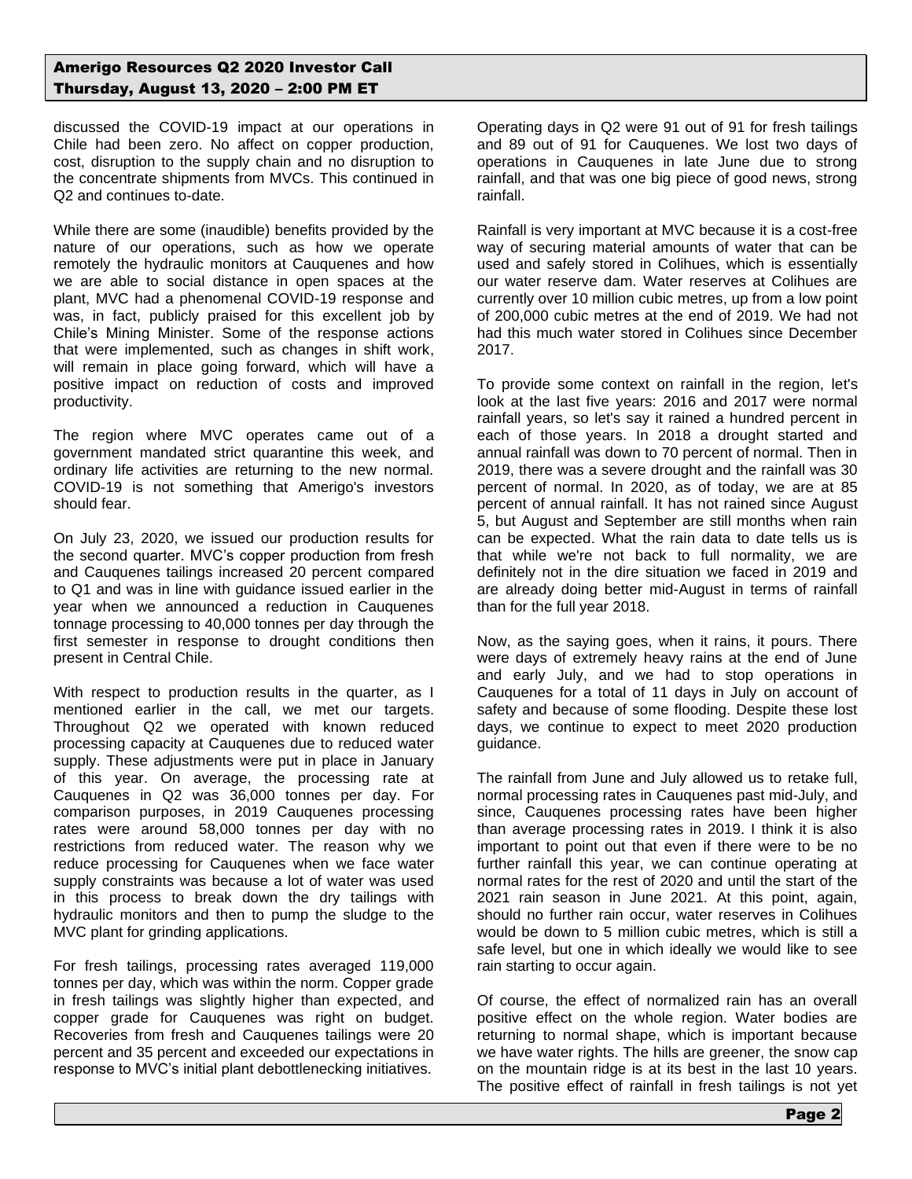discussed the COVID-19 impact at our operations in Chile had been zero. No affect on copper production, cost, disruption to the supply chain and no disruption to the concentrate shipments from MVCs. This continued in Q2 and continues to-date.

While there are some (inaudible) benefits provided by the nature of our operations, such as how we operate remotely the hydraulic monitors at Cauquenes and how we are able to social distance in open spaces at the plant, MVC had a phenomenal COVID-19 response and was, in fact, publicly praised for this excellent job by Chile's Mining Minister. Some of the response actions that were implemented, such as changes in shift work, will remain in place going forward, which will have a positive impact on reduction of costs and improved productivity.

The region where MVC operates came out of a government mandated strict quarantine this week, and ordinary life activities are returning to the new normal. COVID-19 is not something that Amerigo's investors should fear.

On July 23, 2020, we issued our production results for the second quarter. MVC's copper production from fresh and Cauquenes tailings increased 20 percent compared to Q1 and was in line with guidance issued earlier in the year when we announced a reduction in Cauquenes tonnage processing to 40,000 tonnes per day through the first semester in response to drought conditions then present in Central Chile.

With respect to production results in the quarter, as I mentioned earlier in the call, we met our targets. Throughout Q2 we operated with known reduced processing capacity at Cauquenes due to reduced water supply. These adjustments were put in place in January of this year. On average, the processing rate at Cauquenes in Q2 was 36,000 tonnes per day. For comparison purposes, in 2019 Cauquenes processing rates were around 58,000 tonnes per day with no restrictions from reduced water. The reason why we reduce processing for Cauquenes when we face water supply constraints was because a lot of water was used in this process to break down the dry tailings with hydraulic monitors and then to pump the sludge to the MVC plant for grinding applications.

For fresh tailings, processing rates averaged 119,000 tonnes per day, which was within the norm. Copper grade in fresh tailings was slightly higher than expected, and copper grade for Cauquenes was right on budget. Recoveries from fresh and Cauquenes tailings were 20 percent and 35 percent and exceeded our expectations in response to MVC's initial plant debottlenecking initiatives.

Operating days in Q2 were 91 out of 91 for fresh tailings and 89 out of 91 for Cauquenes. We lost two days of operations in Cauquenes in late June due to strong rainfall, and that was one big piece of good news, strong rainfall.

Rainfall is very important at MVC because it is a cost-free way of securing material amounts of water that can be used and safely stored in Colihues, which is essentially our water reserve dam. Water reserves at Colihues are currently over 10 million cubic metres, up from a low point of 200,000 cubic metres at the end of 2019. We had not had this much water stored in Colihues since December 2017.

To provide some context on rainfall in the region, let's look at the last five years: 2016 and 2017 were normal rainfall years, so let's say it rained a hundred percent in each of those years. In 2018 a drought started and annual rainfall was down to 70 percent of normal. Then in 2019, there was a severe drought and the rainfall was 30 percent of normal. In 2020, as of today, we are at 85 percent of annual rainfall. It has not rained since August 5, but August and September are still months when rain can be expected. What the rain data to date tells us is that while we're not back to full normality, we are definitely not in the dire situation we faced in 2019 and are already doing better mid-August in terms of rainfall than for the full year 2018.

Now, as the saying goes, when it rains, it pours. There were days of extremely heavy rains at the end of June and early July, and we had to stop operations in Cauquenes for a total of 11 days in July on account of safety and because of some flooding. Despite these lost days, we continue to expect to meet 2020 production guidance.

The rainfall from June and July allowed us to retake full, normal processing rates in Cauquenes past mid-July, and since, Cauquenes processing rates have been higher than average processing rates in 2019. I think it is also important to point out that even if there were to be no further rainfall this year, we can continue operating at normal rates for the rest of 2020 and until the start of the 2021 rain season in June 2021. At this point, again, should no further rain occur, water reserves in Colihues would be down to 5 million cubic metres, which is still a safe level, but one in which ideally we would like to see rain starting to occur again.

Of course, the effect of normalized rain has an overall positive effect on the whole region. Water bodies are returning to normal shape, which is important because we have water rights. The hills are greener, the snow cap on the mountain ridge is at its best in the last 10 years. The positive effect of rainfall in fresh tailings is not yet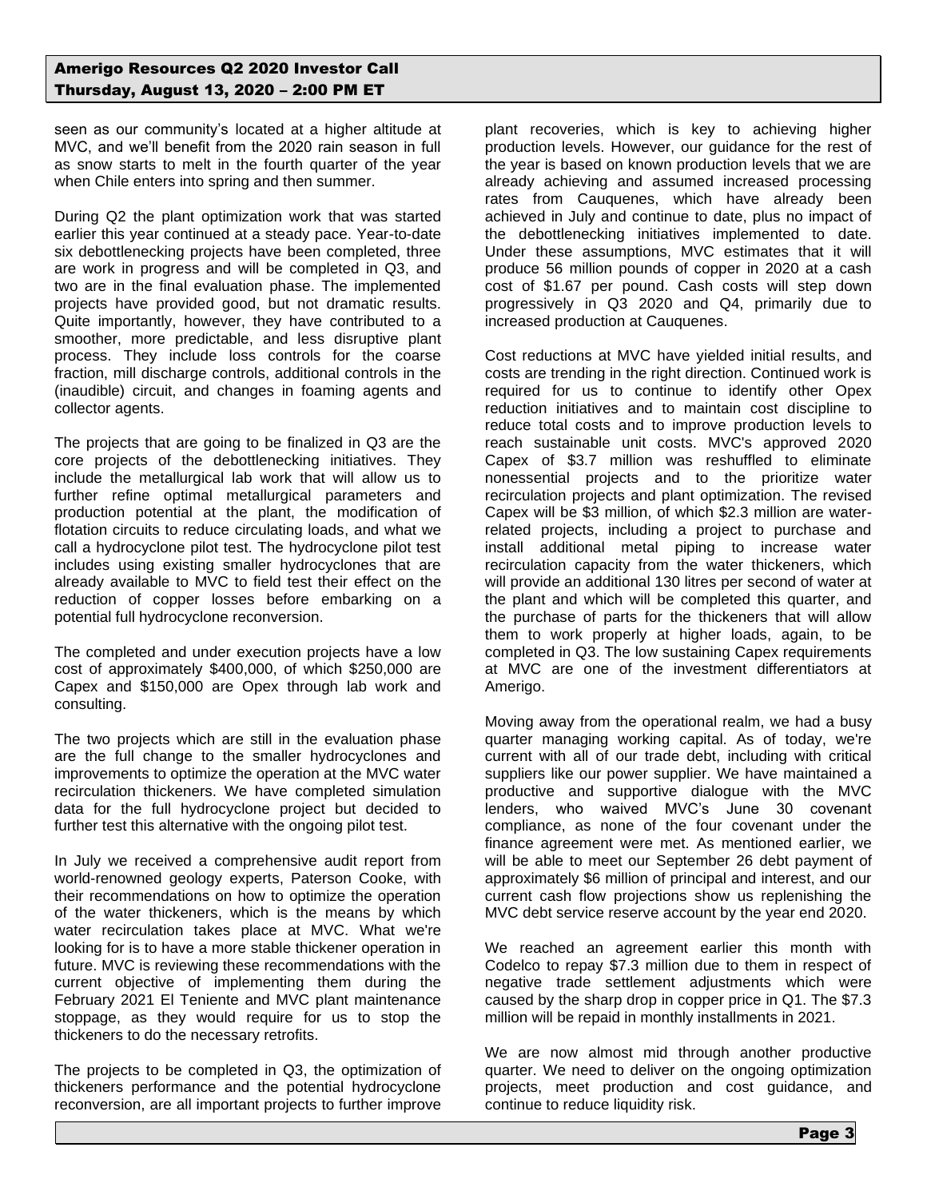seen as our community's located at a higher altitude at MVC, and we'll benefit from the 2020 rain season in full as snow starts to melt in the fourth quarter of the year when Chile enters into spring and then summer.

During Q2 the plant optimization work that was started earlier this year continued at a steady pace. Year-to-date six debottlenecking projects have been completed, three are work in progress and will be completed in Q3, and two are in the final evaluation phase. The implemented projects have provided good, but not dramatic results. Quite importantly, however, they have contributed to a smoother, more predictable, and less disruptive plant process. They include loss controls for the coarse fraction, mill discharge controls, additional controls in the (inaudible) circuit, and changes in foaming agents and collector agents.

The projects that are going to be finalized in Q3 are the core projects of the debottlenecking initiatives. They include the metallurgical lab work that will allow us to further refine optimal metallurgical parameters and production potential at the plant, the modification of flotation circuits to reduce circulating loads, and what we call a hydrocyclone pilot test. The hydrocyclone pilot test includes using existing smaller hydrocyclones that are already available to MVC to field test their effect on the reduction of copper losses before embarking on a potential full hydrocyclone reconversion.

The completed and under execution projects have a low cost of approximately $400,000, of which $250,000 are Capex and $150,000 are Opex through lab work and consulting.

The two projects which are still in the evaluation phase are the full change to the smaller hydrocyclones and improvements to optimize the operation at the MVC water recirculation thickeners. We have completed simulation data for the full hydrocyclone project but decided to further test this alternative with the ongoing pilot test.

In July we received a comprehensive audit report from world-renowned geology experts, Paterson Cooke, with their recommendations on how to optimize the operation of the water thickeners, which is the means by which water recirculation takes place at MVC. What we're looking for is to have a more stable thickener operation in future. MVC is reviewing these recommendations with the current objective of implementing them during the February 2021 El Teniente and MVC plant maintenance stoppage, as they would require for us to stop the thickeners to do the necessary retrofits.

The projects to be completed in Q3, the optimization of thickeners performance and the potential hydrocyclone reconversion, are all important projects to further improve plant recoveries, which is key to achieving higher production levels. However, our guidance for the rest of the year is based on known production levels that we are already achieving and assumed increased processing rates from Cauquenes, which have already been achieved in July and continue to date, plus no impact of the debottlenecking initiatives implemented to date. Under these assumptions, MVC estimates that it will produce 56 million pounds of copper in 2020 at a cash cost of $1.67 per pound. Cash costs will step down progressively in Q3 2020 and Q4, primarily due to increased production at Cauquenes.

Cost reductions at MVC have yielded initial results, and costs are trending in the right direction. Continued work is required for us to continue to identify other Opex reduction initiatives and to maintain cost discipline to reduce total costs and to improve production levels to reach sustainable unit costs. MVC's approved 2020 Capex of $3.7 million was reshuffled to eliminate nonessential projects and to the prioritize water recirculation projects and plant optimization. The revised Capex will be $3 million, of which $2.3 million are water-related projects, including a project to purchase and install additional metal piping to increase water recirculation capacity from the water thickeners, which will provide an additional 130 litres per second of water at the plant and which will be completed this quarter, and the purchase of parts for the thickeners that will allow them to work properly at higher loads, again, to be completed in Q3. The low sustaining Capex requirements at MVC are one of the investment differentiators at Amerigo.

Moving away from the operational realm, we had a busy quarter managing working capital. As of today, we're current with all of our trade debt, including with critical suppliers like our power supplier. We have maintained a productive and supportive dialogue with the MVC lenders, who waived MVC's June 30 covenant compliance, as none of the four covenant under the finance agreement were met. As mentioned earlier, we will be able to meet our September 26 debt payment of approximately $6 million of principal and interest, and our current cash flow projections show us replenishing the MVC debt service reserve account by the year end 2020.

We reached an agreement earlier this month with Codelco to repay $7.3 million due to them in respect of negative trade settlement adjustments which were caused by the sharp drop in copper price in Q1. The $7.3 million will be repaid in monthly installments in 2021.

We are now almost mid through another productive quarter. We need to deliver on the ongoing optimization projects, meet production and cost guidance, and continue to reduce liquidity risk.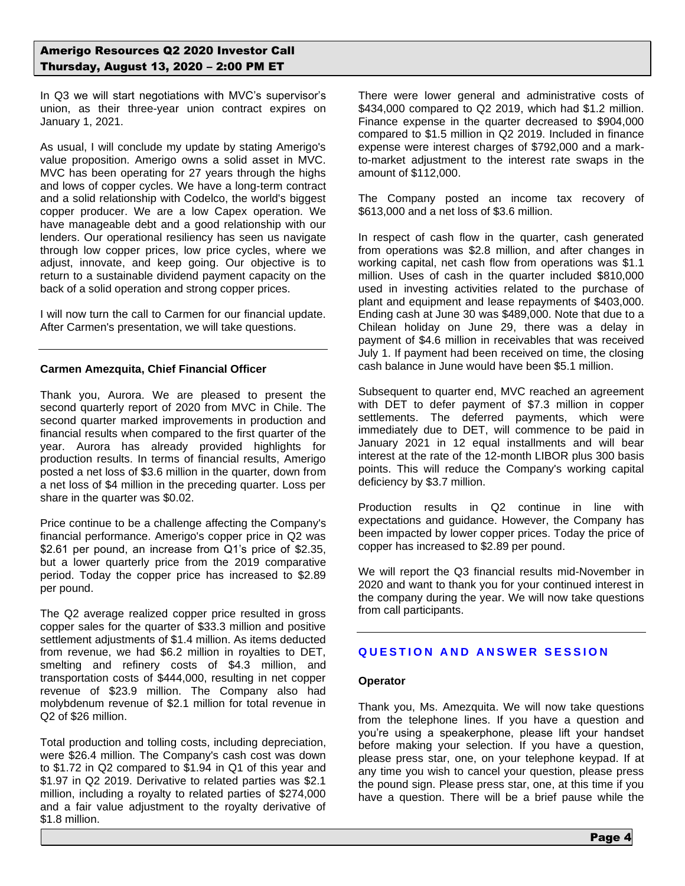In Q3 we will start negotiations with MVC's supervisor's union, as their three-year union contract expires on January 1, 2021.

As usual, I will conclude my update by stating Amerigo's value proposition. Amerigo owns a solid asset in MVC. MVC has been operating for 27 years through the highs and lows of copper cycles. We have a long-term contract and a solid relationship with Codelco, the world's biggest copper producer. We are a low Capex operation. We have manageable debt and a good relationship with our lenders. Our operational resiliency has seen us navigate through low copper prices, low price cycles, where we adjust, innovate, and keep going. Our objective is to return to a sustainable dividend payment capacity on the back of a solid operation and strong copper prices.

I will now turn the call to Carmen for our financial update. After Carmen's presentation, we will take questions.

---

**Carmen Amezquita, Chief Financial Officer**

Thank you, Aurora. We are pleased to present the second quarterly report of 2020 from MVC in Chile. The second quarter marked improvements in production and financial results when compared to the first quarter of the year. Aurora has already provided highlights for production results. In terms of financial results, Amerigo posted a net loss of $3.6 million in the quarter, down from a net loss of $4 million in the preceding quarter. Loss per share in the quarter was $0.02.

Price continue to be a challenge affecting the Company's financial performance. Amerigo's copper price in Q2 was $2.61 per pound, an increase from Q1's price of $2.35, but a lower quarterly price from the 2019 comparative period. Today the copper price has increased to $2.89 per pound.

The Q2 average realized copper price resulted in gross copper sales for the quarter of $33.3 million and positive settlement adjustments of $1.4 million. As items deducted from revenue, we had $6.2 million in royalties to DET, smelting and refinery costs of $4.3 million, and transportation costs of $444,000, resulting in net copper revenue of $23.9 million. The Company also had molybdenum revenue of $2.1 million for total revenue in Q2 of $26 million.

Total production and tolling costs, including depreciation, were $26.4 million. The Company's cash cost was down to $1.72 in Q2 compared to $1.94 in Q1 of this year and $1.97 in Q2 2019. Derivative to related parties was $2.1 million, including a royalty to related parties of $274,000 and a fair value adjustment to the royalty derivative of $1.8 million.

There were lower general and administrative costs of $434,000 compared to Q2 2019, which had $1.2 million. Finance expense in the quarter decreased to $904,000 compared to $1.5 million in Q2 2019. Included in finance expense were interest charges of $792,000 and a mark-to-market adjustment to the interest rate swaps in the amount of $112,000.

The Company posted an income tax recovery of $613,000 and a net loss of $3.6 million.

In respect of cash flow in the quarter, cash generated from operations was $2.8 million, and after changes in working capital, net cash flow from operations was $1.1 million. Uses of cash in the quarter included $810,000 used in investing activities related to the purchase of plant and equipment and lease repayments of $403,000. Ending cash at June 30 was $489,000. Note that due to a Chilean holiday on June 29, there was a delay in payment of $4.6 million in receivables that was received July 1. If payment had been received on time, the closing cash balance in June would have been $5.1 million.

Subsequent to quarter end, MVC reached an agreement with DET to defer payment of $7.3 million in copper settlements. The deferred payments, which were immediately due to DET, will commence to be paid in January 2021 in 12 equal installments and will bear interest at the rate of the 12-month LIBOR plus 300 basis points. This will reduce the Company's working capital deficiency by $3.7 million.

Production results in Q2 continue in line with expectations and guidance. However, the Company has been impacted by lower copper prices. Today the price of copper has increased to $2.89 per pound.

We will report the Q3 financial results mid-November in 2020 and want to thank you for your continued interest in the company during the year. We will now take questions from call participants.

---

## QUESTION AND ANSWER SESSION

**Operator**

Thank you, Ms. Amezquita. We will now take questions from the telephone lines. If you have a question and you're using a speakerphone, please lift your handset before making your selection. If you have a question, please press star, one, on your telephone keypad. If at any time you wish to cancel your question, please press the pound sign. Please press star, one, at this time if you have a question. There will be a brief pause while the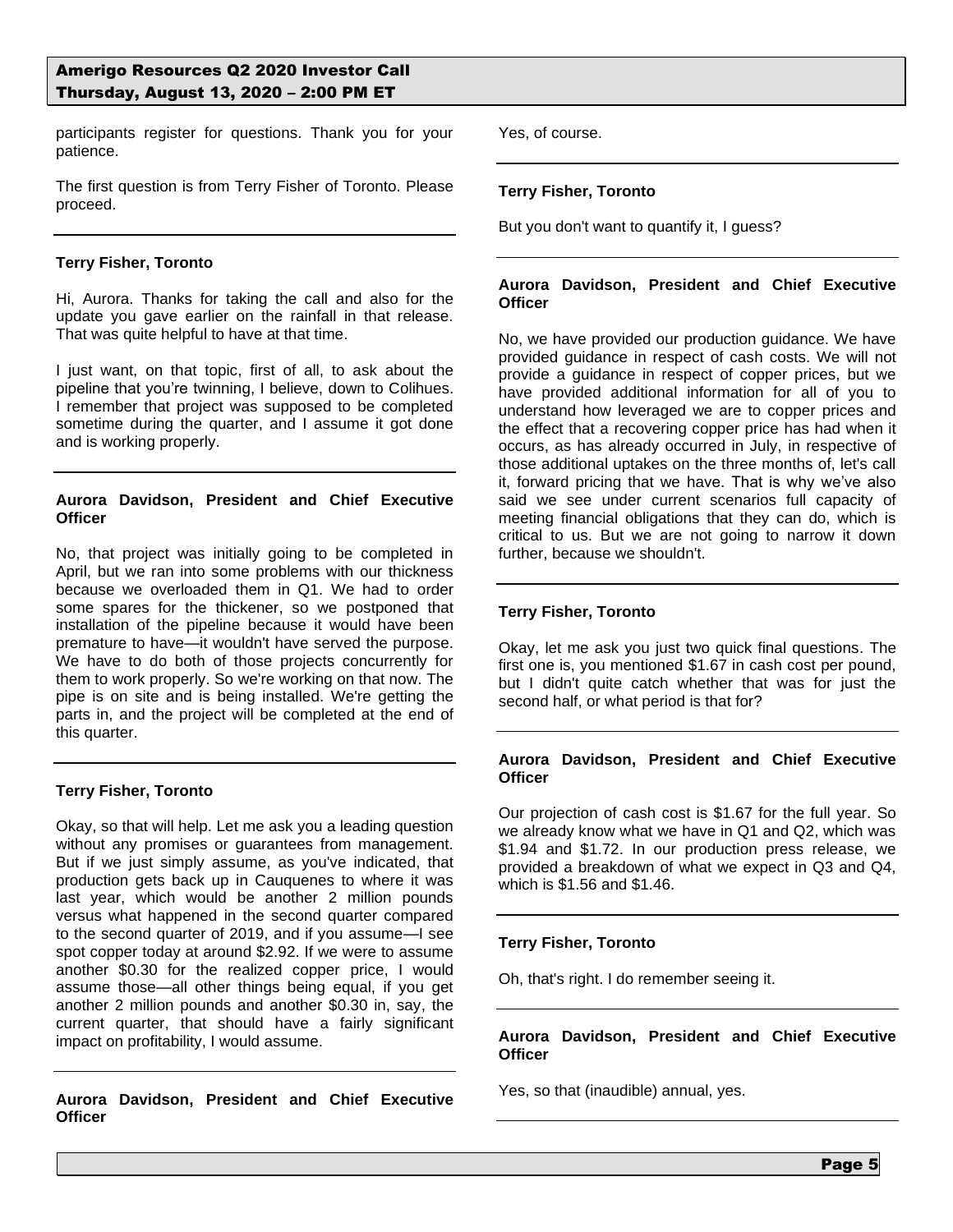participants register for questions. Thank you for your patience.

The first question is from Terry Fisher of Toronto. Please proceed.

---

**Terry Fisher, Toronto**

Hi, Aurora. Thanks for taking the call and also for the update you gave earlier on the rainfall in that release. That was quite helpful to have at that time.

I just want, on that topic, first of all, to ask about the pipeline that you're twinning, I believe, down to Colihues. I remember that project was supposed to be completed sometime during the quarter, and I assume it got done and is working properly.

---

**Aurora Davidson, President and Chief Executive Officer**

No, that project was initially going to be completed in April, but we ran into some problems with our thickness because we overloaded them in Q1. We had to order some spares for the thickener, so we postponed that installation of the pipeline because it would have been premature to have—it wouldn't have served the purpose. We have to do both of those projects concurrently for them to work properly. So we're working on that now. The pipe is on site and is being installed. We're getting the parts in, and the project will be completed at the end of this quarter.

---

**Terry Fisher, Toronto**

Okay, so that will help. Let me ask you a leading question without any promises or guarantees from management. But if we just simply assume, as you've indicated, that production gets back up in Cauquenes to where it was last year, which would be another 2 million pounds versus what happened in the second quarter compared to the second quarter of 2019, and if you assume—I see spot copper today at around $2.92. If we were to assume another $0.30 for the realized copper price, I would assume those—all other things being equal, if you get another 2 million pounds and another $0.30 in, say, the current quarter, that should have a fairly significant impact on profitability, I would assume.

---

**Aurora Davidson, President and Chief Executive Officer**

Yes, of course.

---

**Terry Fisher, Toronto**

But you don't want to quantify it, I guess?

---

**Aurora Davidson, President and Chief Executive Officer**

No, we have provided our production guidance. We have provided guidance in respect of cash costs. We will not provide a guidance in respect of copper prices, but we have provided additional information for all of you to understand how leveraged we are to copper prices and the effect that a recovering copper price has had when it occurs, as has already occurred in July, in respective of those additional uptakes on the three months of, let's call it, forward pricing that we have. That is why we've also said we see under current scenarios full capacity of meeting financial obligations that they can do, which is critical to us. But we are not going to narrow it down further, because we shouldn't.

---

**Terry Fisher, Toronto**

Okay, let me ask you just two quick final questions. The first one is, you mentioned $1.67 in cash cost per pound, but I didn't quite catch whether that was for just the second half, or what period is that for?

---

**Aurora Davidson, President and Chief Executive Officer**

Our projection of cash cost is $1.67 for the full year. So we already know what we have in Q1 and Q2, which was $1.94 and $1.72. In our production press release, we provided a breakdown of what we expect in Q3 and Q4, which is $1.56 and $1.46.

---

**Terry Fisher, Toronto**

Oh, that's right. I do remember seeing it.

---

**Aurora Davidson, President and Chief Executive Officer**

Yes, so that (inaudible) annual, yes.

---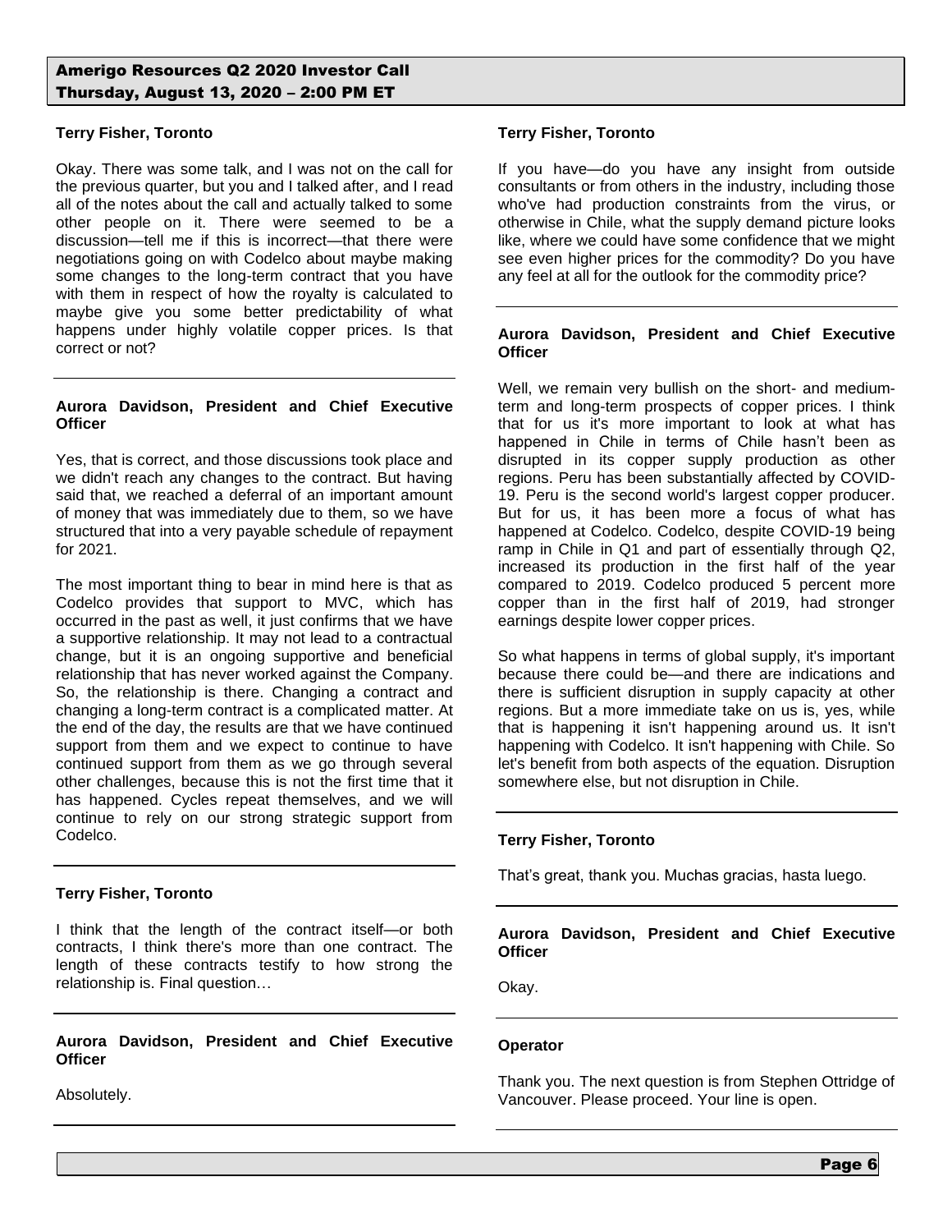**Terry Fisher, Toronto**

Okay. There was some talk, and I was not on the call for the previous quarter, but you and I talked after, and I read all of the notes about the call and actually talked to some other people on it. There were seemed to be a discussion—tell me if this is incorrect—that there were negotiations going on with Codelco about maybe making some changes to the long-term contract that you have with them in respect of how the royalty is calculated to maybe give you some better predictability of what happens under highly volatile copper prices. Is that correct or not?

**Aurora Davidson, President and Chief Executive Officer**

Yes, that is correct, and those discussions took place and we didn't reach any changes to the contract. But having said that, we reached a deferral of an important amount of money that was immediately due to them, so we have structured that into a very payable schedule of repayment for 2021.

The most important thing to bear in mind here is that as Codelco provides that support to MVC, which has occurred in the past as well, it just confirms that we have a supportive relationship. It may not lead to a contractual change, but it is an ongoing supportive and beneficial relationship that has never worked against the Company. So, the relationship is there. Changing a contract and changing a long-term contract is a complicated matter. At the end of the day, the results are that we have continued support from them and we expect to continue to have continued support from them as we go through several other challenges, because this is not the first time that it has happened. Cycles repeat themselves, and we will continue to rely on our strong strategic support from Codelco.

**Terry Fisher, Toronto**

I think that the length of the contract itself—or both contracts, I think there's more than one contract. The length of these contracts testify to how strong the relationship is. Final question…

**Aurora Davidson, President and Chief Executive Officer**

Absolutely.

**Terry Fisher, Toronto**

If you have—do you have any insight from outside consultants or from others in the industry, including those who've had production constraints from the virus, or otherwise in Chile, what the supply demand picture looks like, where we could have some confidence that we might see even higher prices for the commodity? Do you have any feel at all for the outlook for the commodity price?

**Aurora Davidson, President and Chief Executive Officer**

Well, we remain very bullish on the short- and medium-term and long-term prospects of copper prices. I think that for us it's more important to look at what has happened in Chile in terms of Chile hasn't been as disrupted in its copper supply production as other regions. Peru has been substantially affected by COVID-19. Peru is the second world's largest copper producer. But for us, it has been more a focus of what has happened at Codelco. Codelco, despite COVID-19 being ramp in Chile in Q1 and part of essentially through Q2, increased its production in the first half of the year compared to 2019. Codelco produced 5 percent more copper than in the first half of 2019, had stronger earnings despite lower copper prices.

So what happens in terms of global supply, it's important because there could be—and there are indications and there is sufficient disruption in supply capacity at other regions. But a more immediate take on us is, yes, while that is happening it isn't happening around us. It isn't happening with Codelco. It isn't happening with Chile. So let's benefit from both aspects of the equation. Disruption somewhere else, but not disruption in Chile.

**Terry Fisher, Toronto**

That's great, thank you. Muchas gracias, hasta luego.

**Aurora Davidson, President and Chief Executive Officer**

Okay.

**Operator**

Thank you. The next question is from Stephen Ottridge of Vancouver. Please proceed. Your line is open.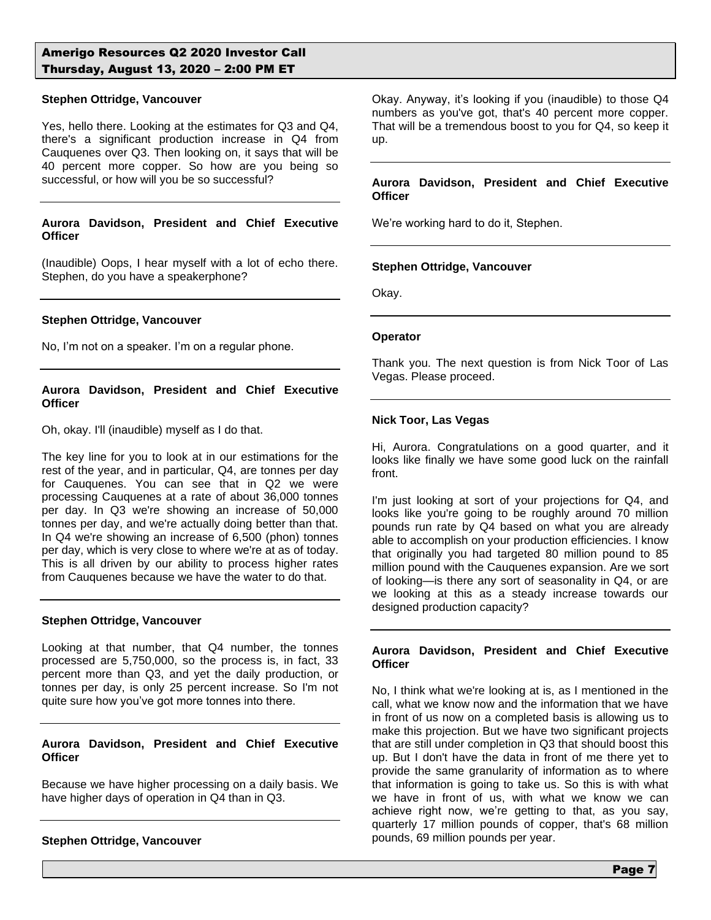**Stephen Ottridge, Vancouver**

Yes, hello there. Looking at the estimates for Q3 and Q4, there's a significant production increase in Q4 from Cauquenes over Q3. Then looking on, it says that will be 40 percent more copper. So how are you being so successful, or how will you be so successful?

---

**Aurora Davidson, President and Chief Executive Officer**

(Inaudible) Oops, I hear myself with a lot of echo there. Stephen, do you have a speakerphone?

---

**Stephen Ottridge, Vancouver**

No, I'm not on a speaker. I'm on a regular phone.

---

**Aurora Davidson, President and Chief Executive Officer**

Oh, okay. I'll (inaudible) myself as I do that.

The key line for you to look at in our estimations for the rest of the year, and in particular, Q4, are tonnes per day for Cauquenes. You can see that in Q2 we were processing Cauquenes at a rate of about 36,000 tonnes per day. In Q3 we're showing an increase of 50,000 tonnes per day, and we're actually doing better than that. In Q4 we're showing an increase of 6,500 (phon) tonnes per day, which is very close to where we're at as of today. This is all driven by our ability to process higher rates from Cauquenes because we have the water to do that.

---

**Stephen Ottridge, Vancouver**

Looking at that number, that Q4 number, the tonnes processed are 5,750,000, so the process is, in fact, 33 percent more than Q3, and yet the daily production, or tonnes per day, is only 25 percent increase. So I'm not quite sure how you've got more tonnes into there.

---

**Aurora Davidson, President and Chief Executive Officer**

Because we have higher processing on a daily basis. We have higher days of operation in Q4 than in Q3.

---

**Stephen Ottridge, Vancouver**

Okay. Anyway, it's looking if you (inaudible) to those Q4 numbers as you've got, that's 40 percent more copper. That will be a tremendous boost to you for Q4, so keep it up.

---

**Aurora Davidson, President and Chief Executive Officer**

We're working hard to do it, Stephen.

---

**Stephen Ottridge, Vancouver**

Okay.

---

**Operator**

Thank you. The next question is from Nick Toor of Las Vegas. Please proceed.

---

**Nick Toor, Las Vegas**

Hi, Aurora. Congratulations on a good quarter, and it looks like finally we have some good luck on the rainfall front.

I'm just looking at sort of your projections for Q4, and looks like you're going to be roughly around 70 million pounds run rate by Q4 based on what you are already able to accomplish on your production efficiencies. I know that originally you had targeted 80 million pound to 85 million pound with the Cauquenes expansion. Are we sort of looking—is there any sort of seasonality in Q4, or are we looking at this as a steady increase towards our designed production capacity?

---

**Aurora Davidson, President and Chief Executive Officer**

No, I think what we're looking at is, as I mentioned in the call, what we know now and the information that we have in front of us now on a completed basis is allowing us to make this projection. But we have two significant projects that are still under completion in Q3 that should boost this up. But I don't have the data in front of me there yet to provide the same granularity of information as to where that information is going to take us. So this is with what we have in front of us, with what we know we can achieve right now, we're getting to that, as you say, quarterly 17 million pounds of copper, that's 68 million pounds, 69 million pounds per year.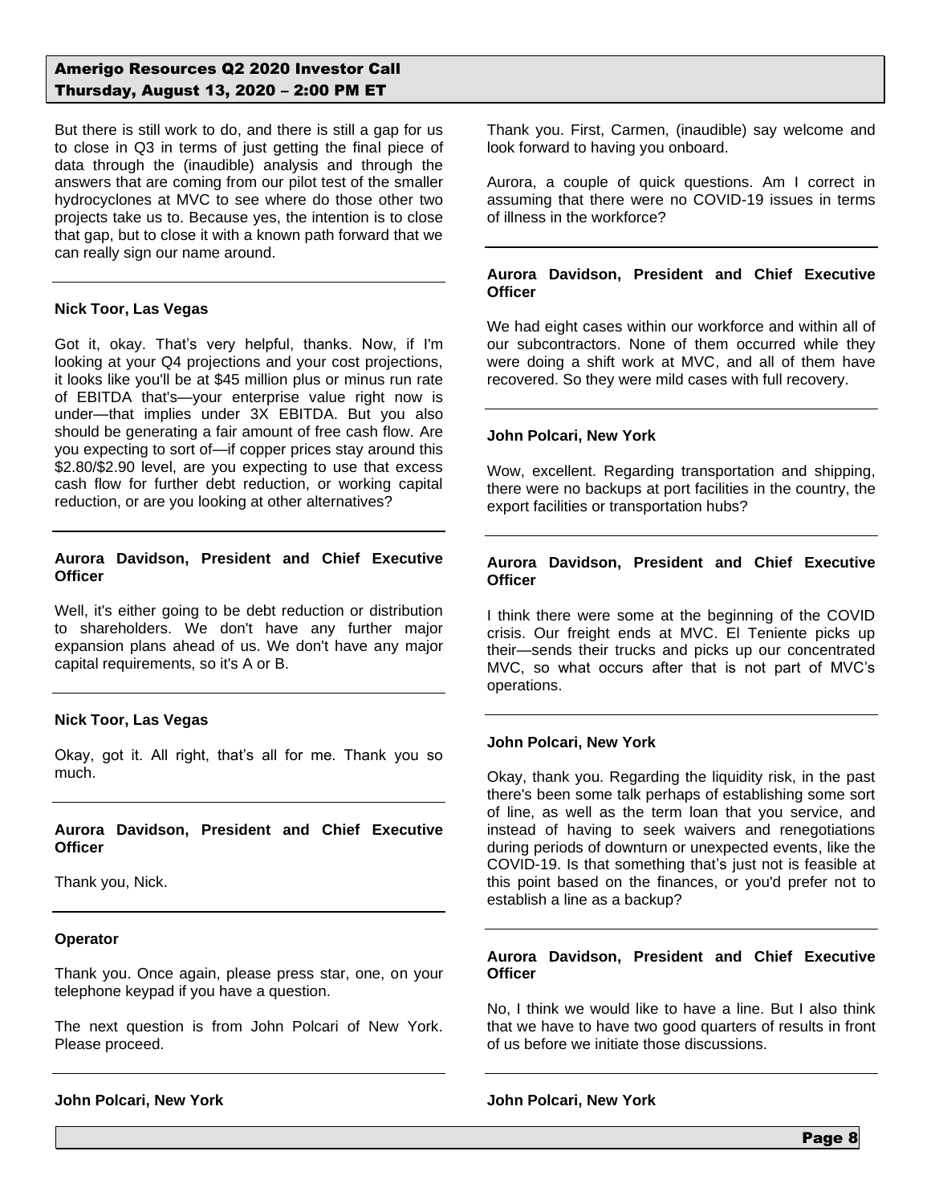But there is still work to do, and there is still a gap for us to close in Q3 in terms of just getting the final piece of data through the (inaudible) analysis and through the answers that are coming from our pilot test of the smaller hydrocyclones at MVC to see where do those other two projects take us to. Because yes, the intention is to close that gap, but to close it with a known path forward that we can really sign our name around.

**Nick Toor, Las Vegas**

Got it, okay. That's very helpful, thanks. Now, if I'm looking at your Q4 projections and your cost projections, it looks like you'll be at $45 million plus or minus run rate of EBITDA that's—your enterprise value right now is under—that implies under 3X EBITDA. But you also should be generating a fair amount of free cash flow. Are you expecting to sort of—if copper prices stay around this $2.80/$2.90 level, are you expecting to use that excess cash flow for further debt reduction, or working capital reduction, or are you looking at other alternatives?

**Aurora Davidson, President and Chief Executive Officer**

Well, it's either going to be debt reduction or distribution to shareholders. We don't have any further major expansion plans ahead of us. We don't have any major capital requirements, so it's A or B.

**Nick Toor, Las Vegas**

Okay, got it. All right, that's all for me. Thank you so much.

**Aurora Davidson, President and Chief Executive Officer**

Thank you, Nick.

**Operator**

Thank you. Once again, please press star, one, on your telephone keypad if you have a question.

The next question is from John Polcari of New York. Please proceed.

**John Polcari, New York**

Thank you. First, Carmen, (inaudible) say welcome and look forward to having you onboard.

Aurora, a couple of quick questions. Am I correct in assuming that there were no COVID-19 issues in terms of illness in the workforce?

**Aurora Davidson, President and Chief Executive Officer**

We had eight cases within our workforce and within all of our subcontractors. None of them occurred while they were doing a shift work at MVC, and all of them have recovered. So they were mild cases with full recovery.

**John Polcari, New York**

Wow, excellent. Regarding transportation and shipping, there were no backups at port facilities in the country, the export facilities or transportation hubs?

**Aurora Davidson, President and Chief Executive Officer**

I think there were some at the beginning of the COVID crisis. Our freight ends at MVC. El Teniente picks up their—sends their trucks and picks up our concentrated MVC, so what occurs after that is not part of MVC's operations.

**John Polcari, New York**

Okay, thank you. Regarding the liquidity risk, in the past there's been some talk perhaps of establishing some sort of line, as well as the term loan that you service, and instead of having to seek waivers and renegotiations during periods of downturn or unexpected events, like the COVID-19. Is that something that's just not is feasible at this point based on the finances, or you'd prefer not to establish a line as a backup?

**Aurora Davidson, President and Chief Executive Officer**

No, I think we would like to have a line. But I also think that we have to have two good quarters of results in front of us before we initiate those discussions.

**John Polcari, New York**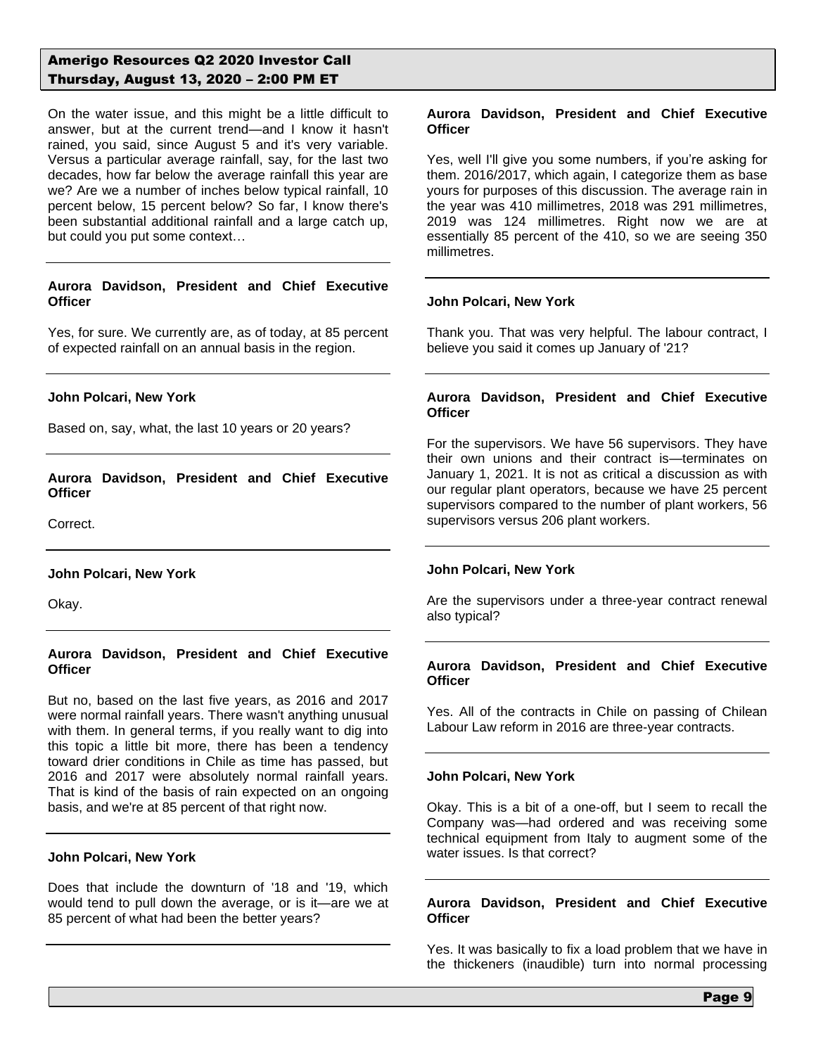On the water issue, and this might be a little difficult to answer, but at the current trend—and I know it hasn't rained, you said, since August 5 and it's very variable. Versus a particular average rainfall, say, for the last two decades, how far below the average rainfall this year are we? Are we a number of inches below typical rainfall, 10 percent below, 15 percent below? So far, I know there's been substantial additional rainfall and a large catch up, but could you put some context…

---

**Aurora Davidson, President and Chief Executive Officer**

Yes, for sure. We currently are, as of today, at 85 percent of expected rainfall on an annual basis in the region.

---

**John Polcari, New York**

Based on, say, what, the last 10 years or 20 years?

---

**Aurora Davidson, President and Chief Executive Officer**

Correct.

---

**John Polcari, New York**

Okay.

---

**Aurora Davidson, President and Chief Executive Officer**

But no, based on the last five years, as 2016 and 2017 were normal rainfall years. There wasn't anything unusual with them. In general terms, if you really want to dig into this topic a little bit more, there has been a tendency toward drier conditions in Chile as time has passed, but 2016 and 2017 were absolutely normal rainfall years. That is kind of the basis of rain expected on an ongoing basis, and we're at 85 percent of that right now.

---

**John Polcari, New York**

Does that include the downturn of '18 and '19, which would tend to pull down the average, or is it—are we at 85 percent of what had been the better years?

---

**Aurora Davidson, President and Chief Executive Officer**

Yes, well I'll give you some numbers, if you're asking for them. 2016/2017, which again, I categorize them as base yours for purposes of this discussion. The average rain in the year was 410 millimetres, 2018 was 291 millimetres, 2019 was 124 millimetres. Right now we are at essentially 85 percent of the 410, so we are seeing 350 millimetres.

---

**John Polcari, New York**

Thank you. That was very helpful. The labour contract, I believe you said it comes up January of '21?

---

**Aurora Davidson, President and Chief Executive Officer**

For the supervisors. We have 56 supervisors. They have their own unions and their contract is—terminates on January 1, 2021. It is not as critical a discussion as with our regular plant operators, because we have 25 percent supervisors compared to the number of plant workers, 56 supervisors versus 206 plant workers.

---

**John Polcari, New York**

Are the supervisors under a three-year contract renewal also typical?

---

**Aurora Davidson, President and Chief Executive Officer**

Yes. All of the contracts in Chile on passing of Chilean Labour Law reform in 2016 are three-year contracts.

---

**John Polcari, New York**

Okay. This is a bit of a one-off, but I seem to recall the Company was—had ordered and was receiving some technical equipment from Italy to augment some of the water issues. Is that correct?

---

**Aurora Davidson, President and Chief Executive Officer**

Yes. It was basically to fix a load problem that we have in the thickeners (inaudible) turn into normal processing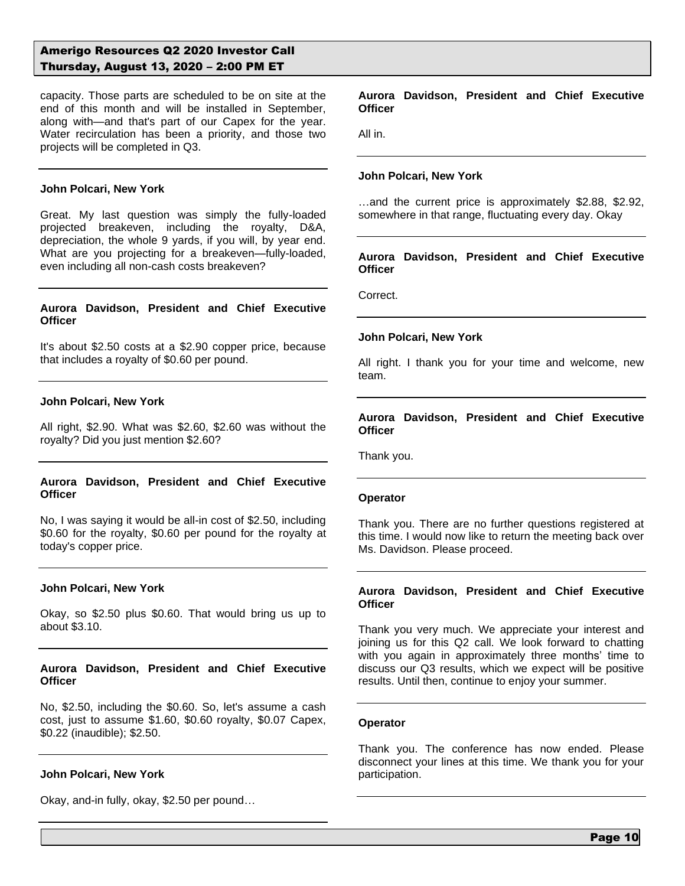capacity. Those parts are scheduled to be on site at the end of this month and will be installed in September, along with—and that's part of our Capex for the year. Water recirculation has been a priority, and those two projects will be completed in Q3.

**John Polcari, New York**

Great. My last question was simply the fully-loaded projected breakeven, including the royalty, D&A, depreciation, the whole 9 yards, if you will, by year end. What are you projecting for a breakeven—fully-loaded, even including all non-cash costs breakeven?

**Aurora Davidson, President and Chief Executive Officer**

It's about $2.50 costs at a $2.90 copper price, because that includes a royalty of $0.60 per pound.

**John Polcari, New York**

All right, $2.90. What was $2.60, $2.60 was without the royalty? Did you just mention $2.60?

**Aurora Davidson, President and Chief Executive Officer**

No, I was saying it would be all-in cost of $2.50, including $0.60 for the royalty, $0.60 per pound for the royalty at today's copper price.

**John Polcari, New York**

Okay, so $2.50 plus $0.60. That would bring us up to about $3.10.

**Aurora Davidson, President and Chief Executive Officer**

No, $2.50, including the $0.60. So, let's assume a cash cost, just to assume $1.60, $0.60 royalty, $0.07 Capex, $0.22 (inaudible); $2.50.

**John Polcari, New York**

Okay, and-in fully, okay, $2.50 per pound…

**Aurora Davidson, President and Chief Executive Officer**

All in.

**John Polcari, New York**

…and the current price is approximately $2.88, $2.92, somewhere in that range, fluctuating every day. Okay

**Aurora Davidson, President and Chief Executive Officer**

Correct.

**John Polcari, New York**

All right. I thank you for your time and welcome, new team.

**Aurora Davidson, President and Chief Executive Officer**

Thank you.

**Operator**

Thank you. There are no further questions registered at this time. I would now like to return the meeting back over Ms. Davidson. Please proceed.

**Aurora Davidson, President and Chief Executive Officer**

Thank you very much. We appreciate your interest and joining us for this Q2 call. We look forward to chatting with you again in approximately three months' time to discuss our Q3 results, which we expect will be positive results. Until then, continue to enjoy your summer.

**Operator**

Thank you. The conference has now ended. Please disconnect your lines at this time. We thank you for your participation.